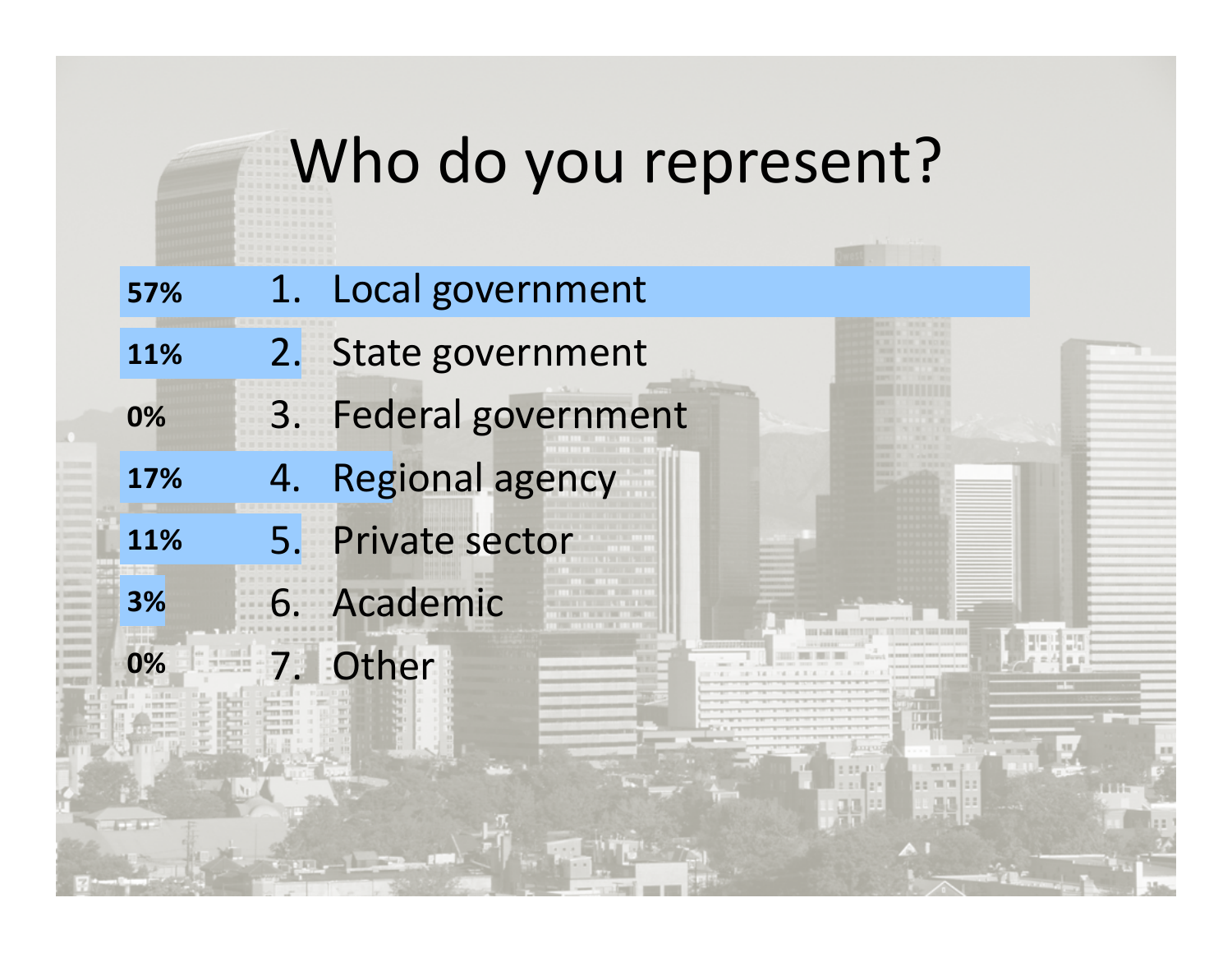# Who do you represent?

| Response | Option |
|---|---|
| 57% | 1. Local government |
| 11% | 2. State government |
| 0% | 3. Federal government |
| 17% | 4. Regional agency |
| 11% | 5. Private sector |
| 3% | 6. Academic |
| 0% | 7. Other |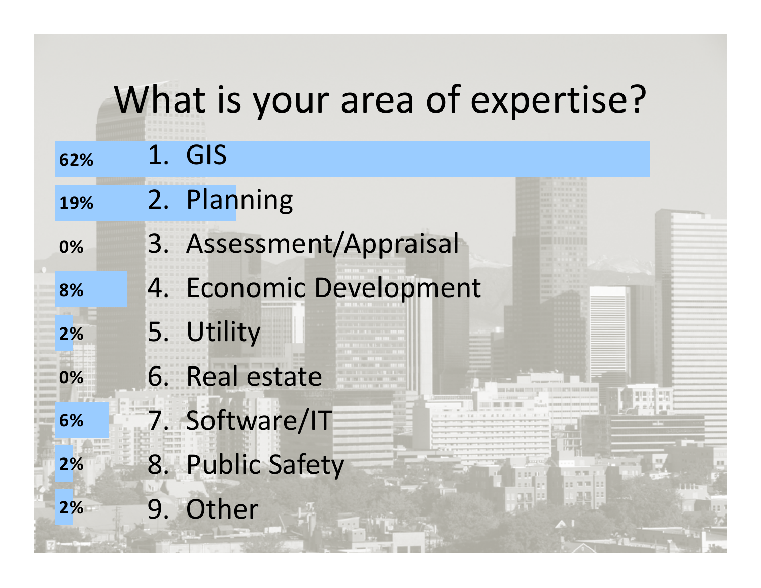# What is your area of expertise?

| | |
|---|---|
| 62% | 1. GIS |
| 19% | 2. Planning |
| 0% | 3. Assessment/Appraisal |
| 8% | 4. Economic Development |
| 2% | 5. Utility |
| 0% | 6. Real estate |
| 6% | 7. Software/IT |
| 2% | 8. Public Safety |
| 2% | 9. Other |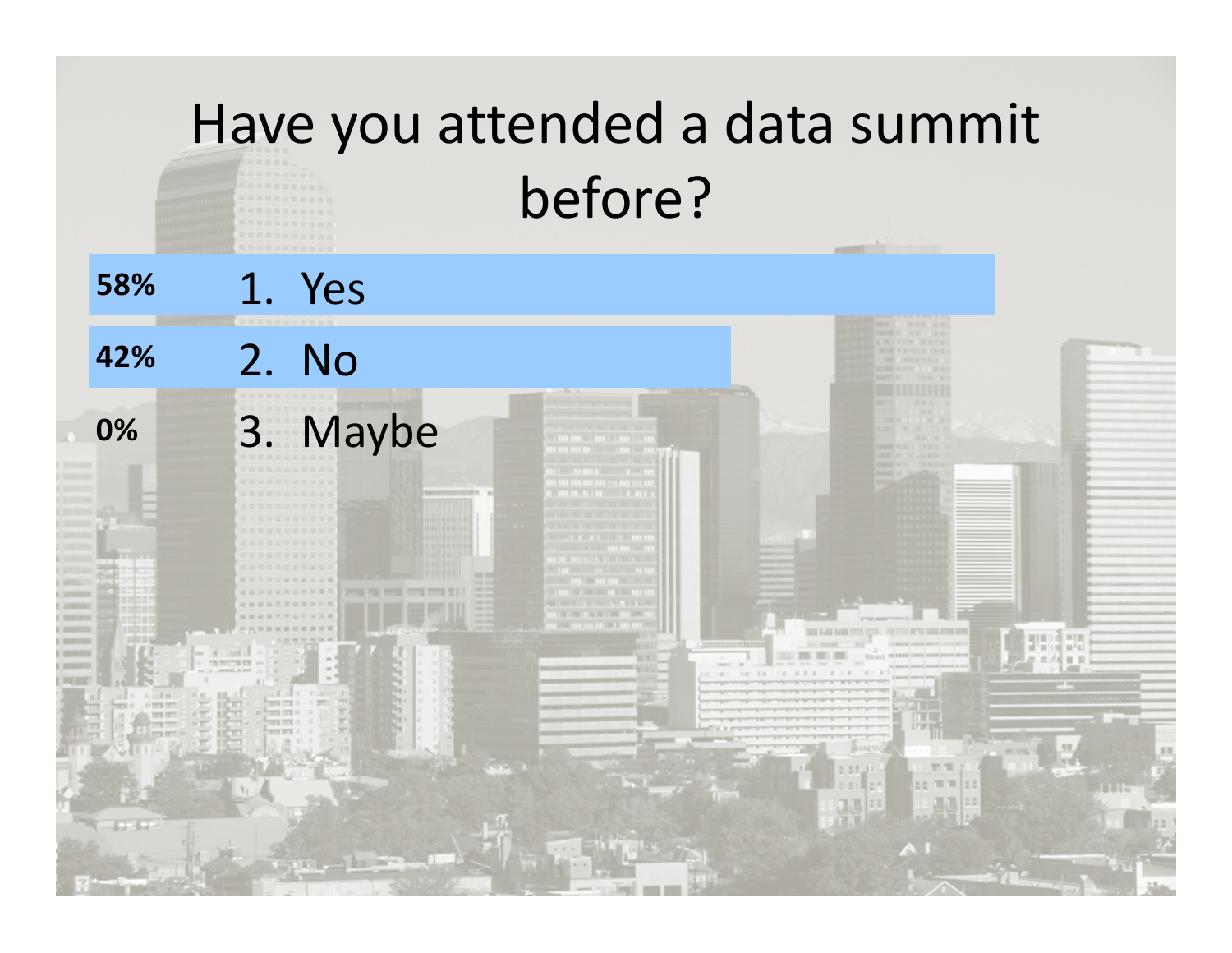# Have you attended a data summit before?

| | |
|---|---|
| 58% | 1. Yes |
| 42% | 2. No |
| 0% | 3. Maybe |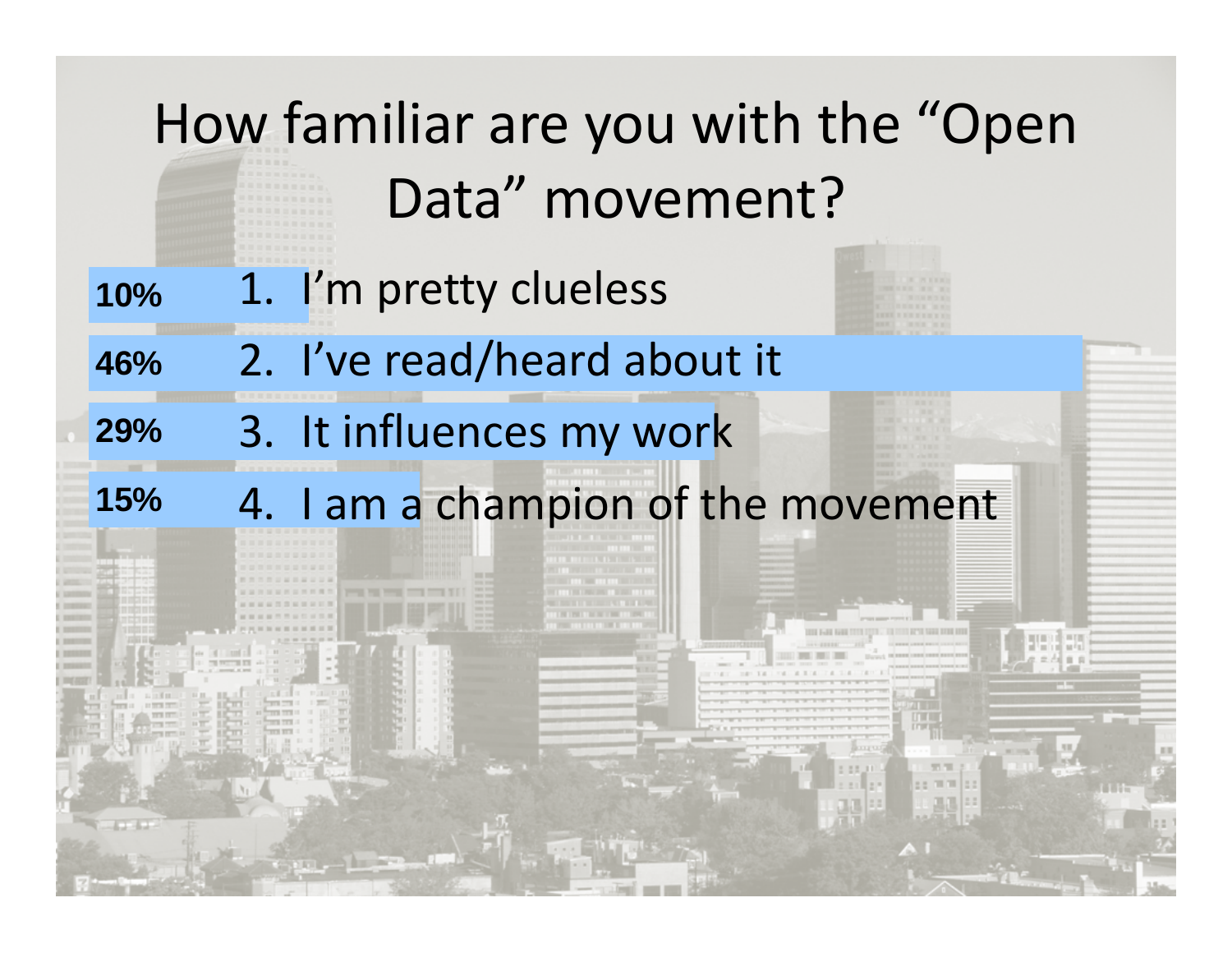# How familiar are you with the "Open Data" movement?

| | |
|---|---|
| 10% | 1. I'm pretty clueless |
| 46% | 2. I've read/heard about it |
| 29% | 3. It influences my work |
| 15% | 4. I am a champion of the movement |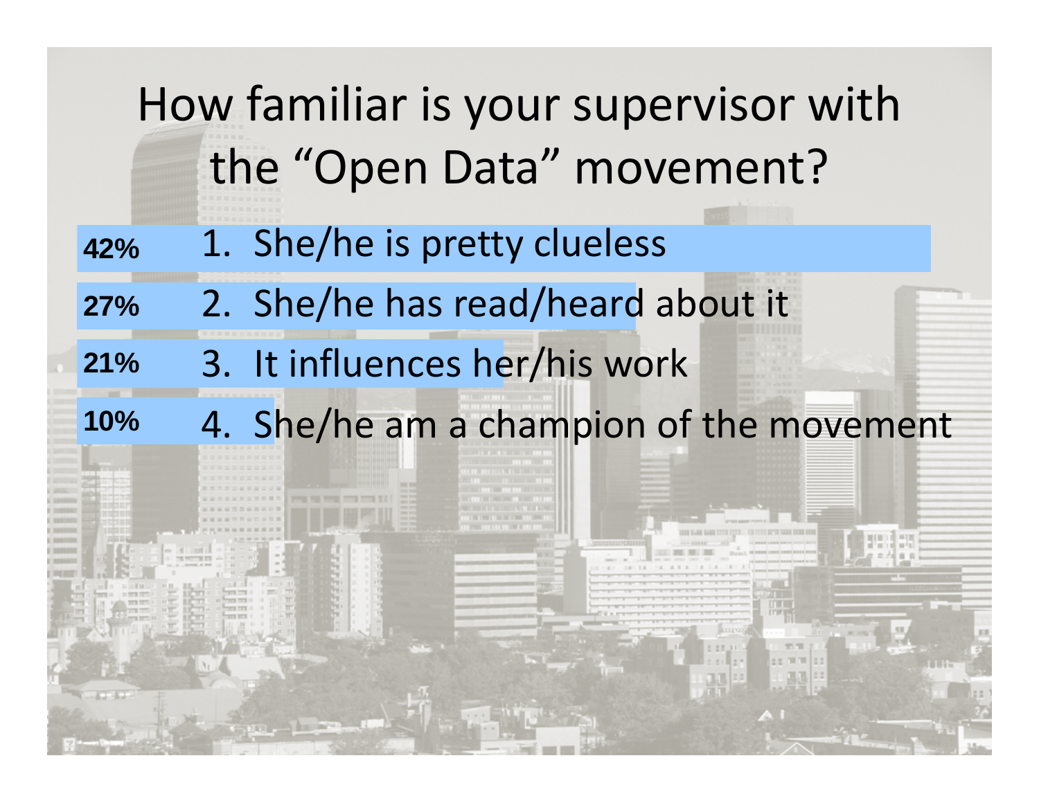# How familiar is your supervisor with the “Open Data” movement?

| % | Response |
|---|---|
| 42% | 1. She/he is pretty clueless |
| 27% | 2. She/he has read/heard about it |
| 21% | 3. It influences her/his work |
| 10% | 4. She/he am a champion of the movement |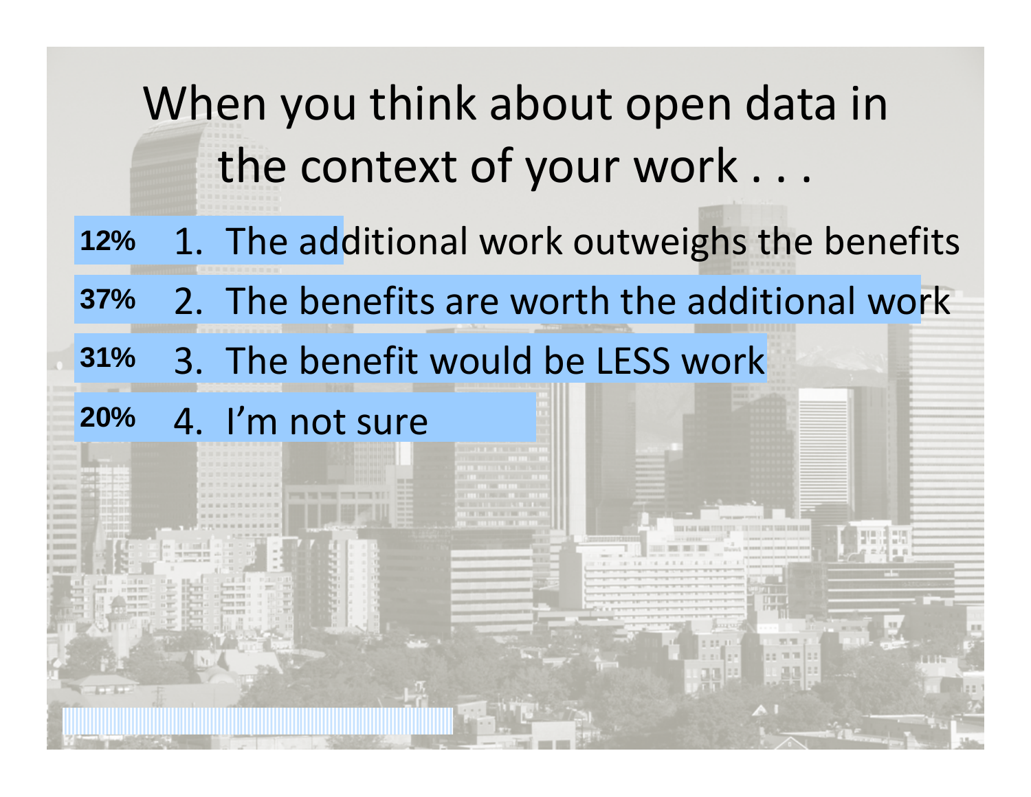# When you think about open data in the context of your work . . .

| | |
|---|---|
| 12% | 1. The additional work outweighs the benefits |
| 37% | 2. The benefits are worth the additional work |
| 31% | 3. The benefit would be LESS work |
| 20% | 4. I'm not sure |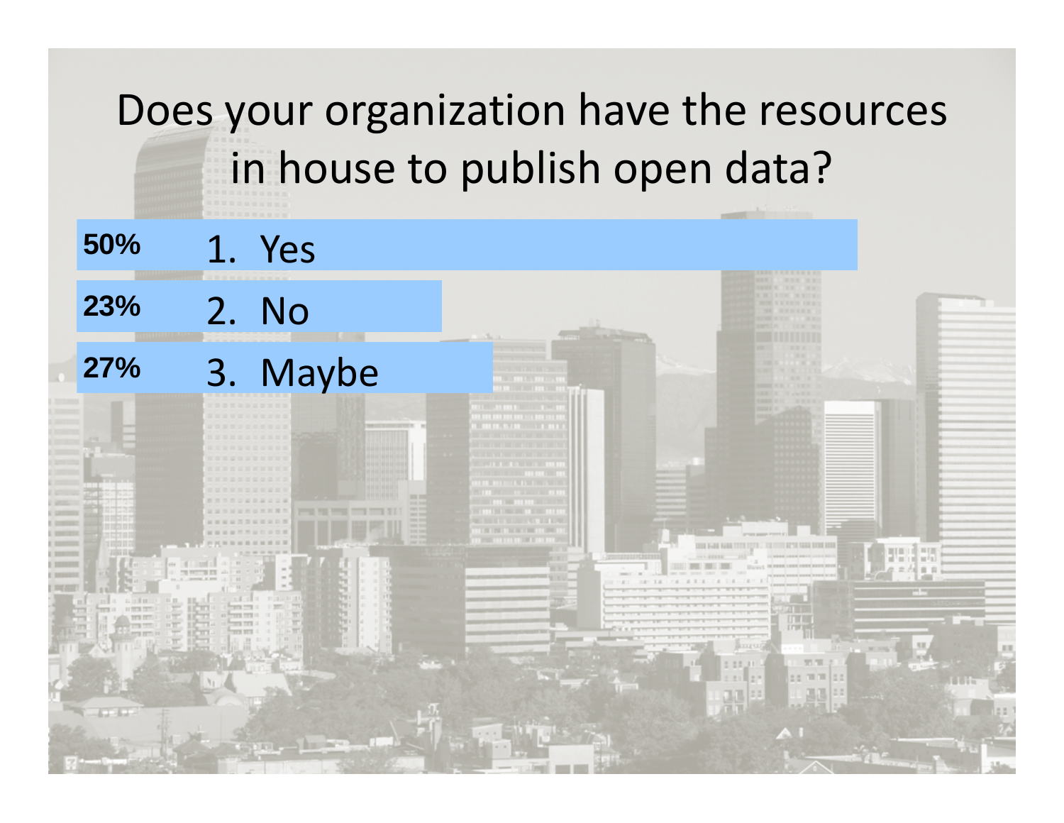# Does your organization have the resources in house to publish open data?

| % | Response |
|---|---|
| 50% | 1. Yes |
| 23% | 2. No |
| 27% | 3. Maybe |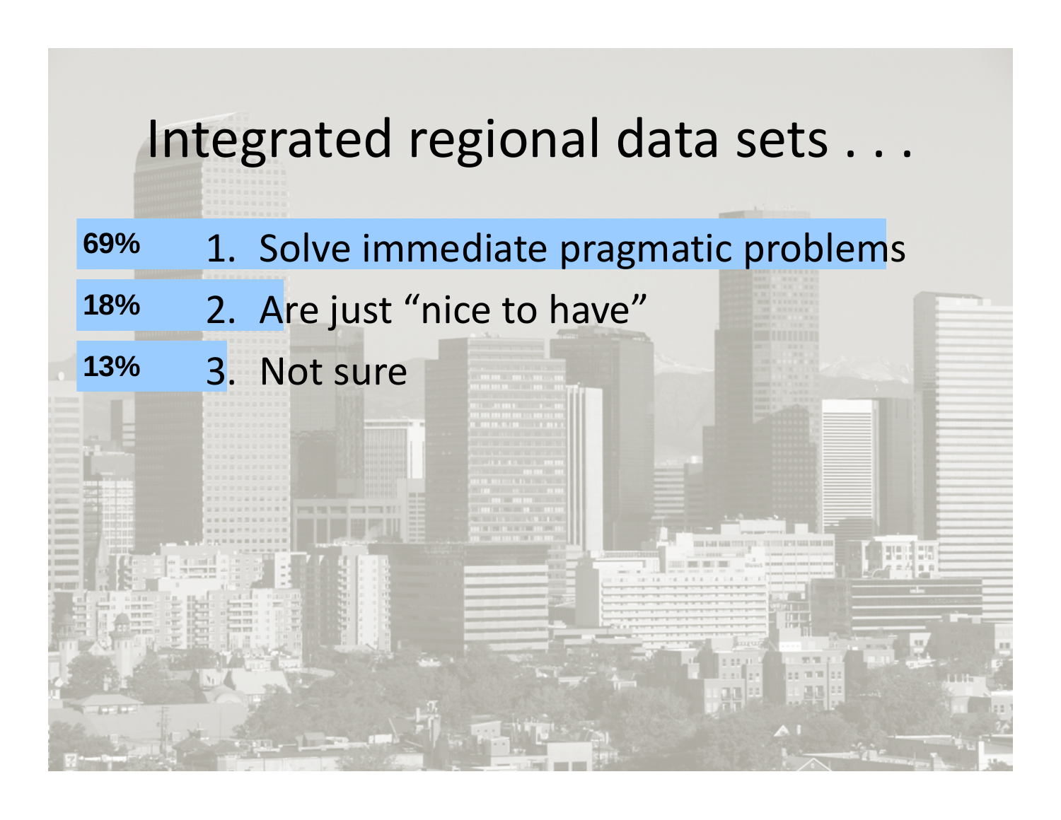# Integrated regional data sets . . .

| | |
|---|---|
| 69% | 1. Solve immediate pragmatic problems |
| 18% | 2. Are just “nice to have” |
| 13% | 3. Not sure |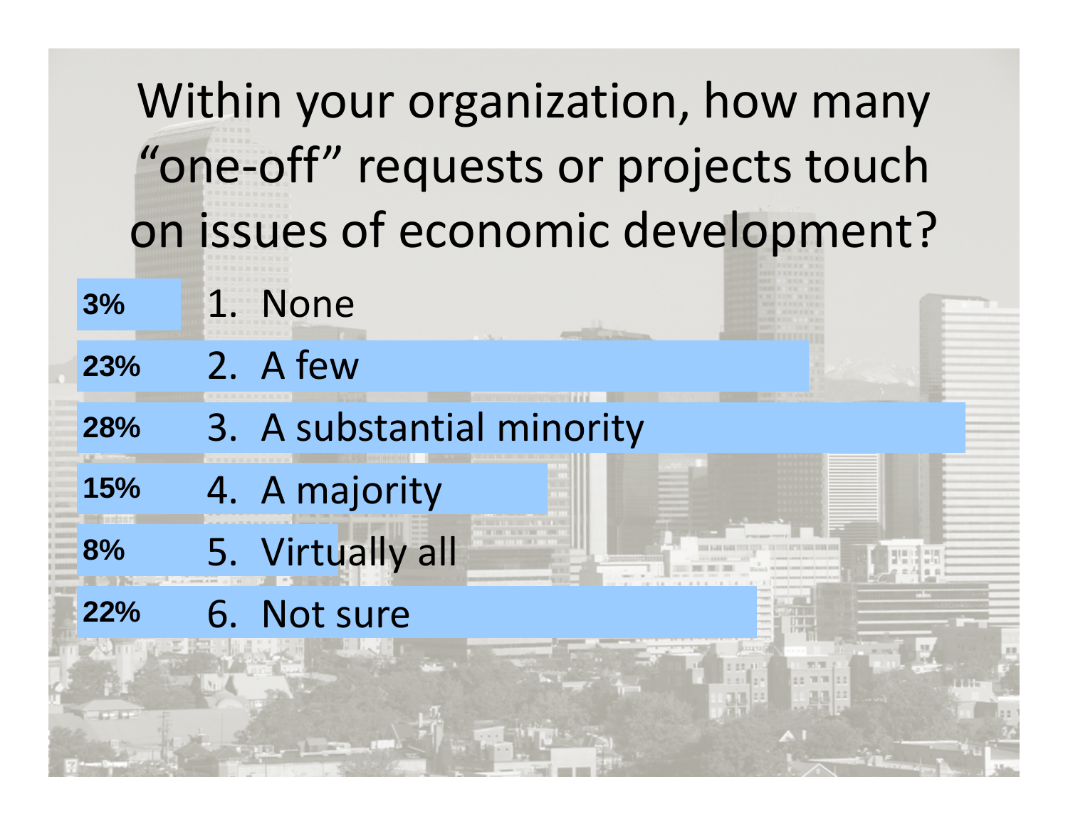# Within your organization, how many "one-off" requests or projects touch on issues of economic development?

| Response | Percentage |
|---|---|
| 1. None | 3% |
| 2. A few | 23% |
| 3. A substantial minority | 28% |
| 4. A majority | 15% |
| 5. Virtually all | 8% |
| 6. Not sure | 22% |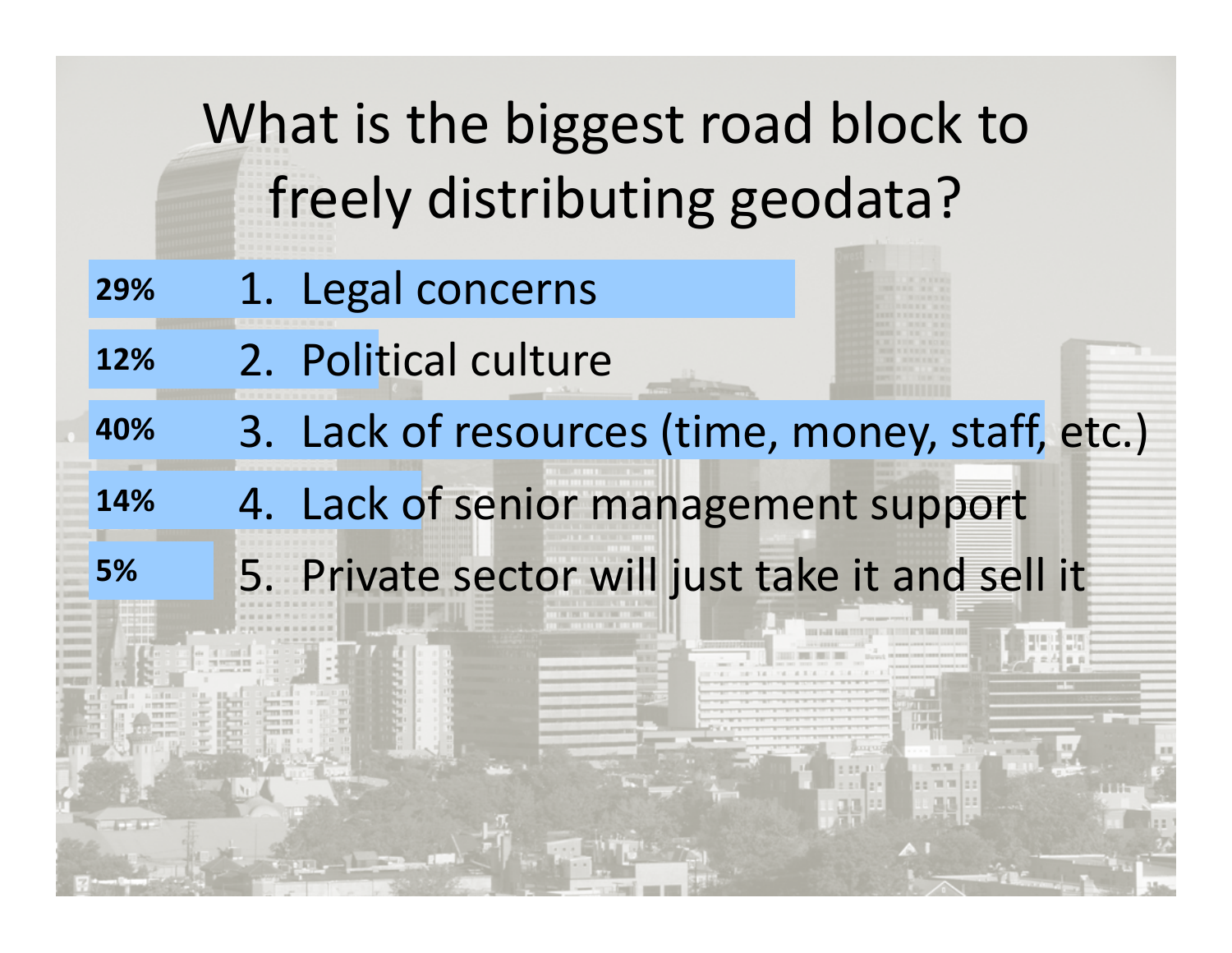# What is the biggest road block to freely distributing geodata?

| % | Response |
| --- | --- |
| 29% | 1. Legal concerns |
| 12% | 2. Political culture |
| 40% | 3. Lack of resources (time, money, staff, etc.) |
| 14% | 4. Lack of senior management support |
| 5% | 5. Private sector will just take it and sell it |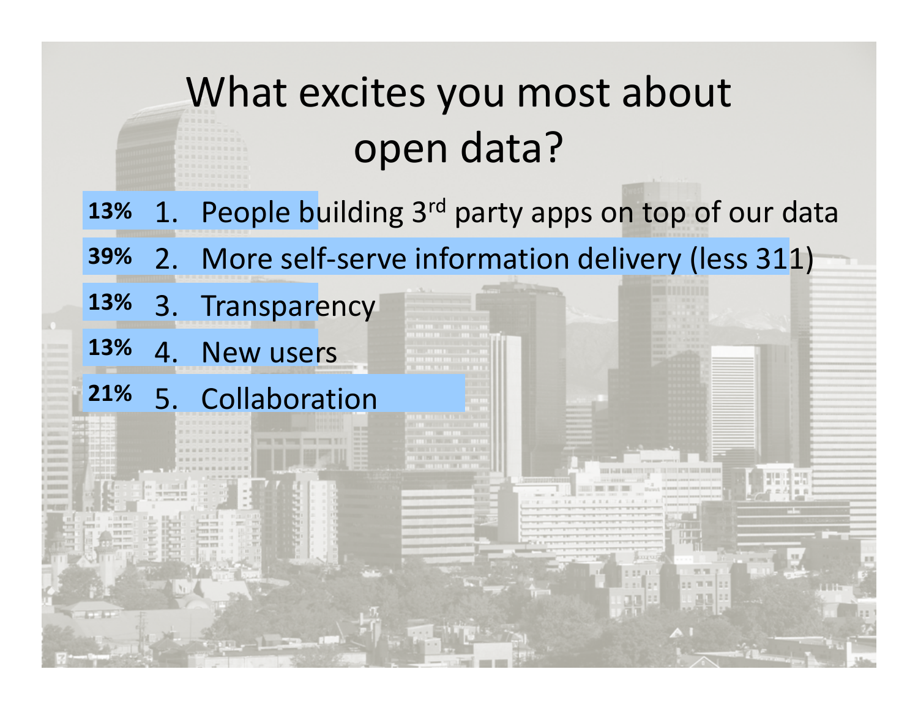# What excites you most about open data?

13% 1. People building 3[rd] party apps on top of our data

39% 2. More self-serve information delivery (less 311)

13% 3. Transparency

13% 4. New users

21% 5. Collaboration